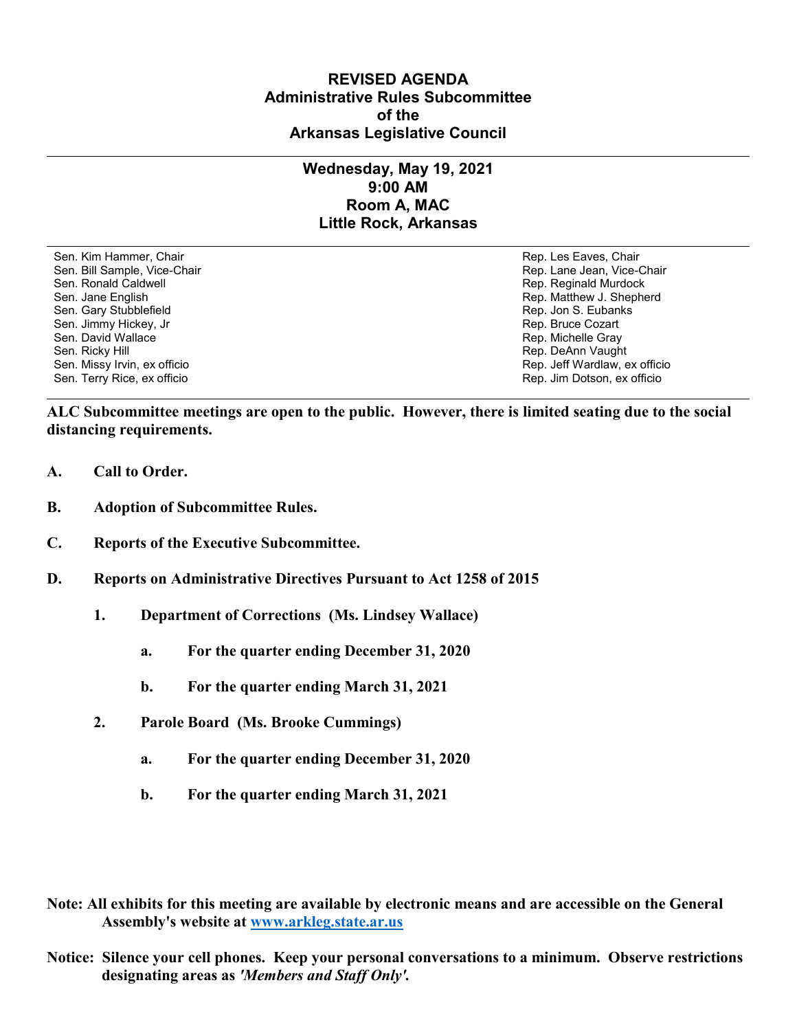# REVISED AGENDA
## Administrative Rules Subcommittee of the Arkansas Legislative Council

---

### Wednesday, May 19, 2021
### 9:00 AM
### Room A, MAC
### Little Rock, Arkansas

---

| Senate | House |
|---|---|
| Sen. Kim Hammer, Chair | Rep. Les Eaves, Chair |
| Sen. Bill Sample, Vice-Chair | Rep. Lane Jean, Vice-Chair |
| Sen. Ronald Caldwell | Rep. Reginald Murdock |
| Sen. Jane English | Rep. Matthew J. Shepherd |
| Sen. Gary Stubblefield | Rep. Jon S. Eubanks |
| Sen. Jimmy Hickey, Jr | Rep. Bruce Cozart |
| Sen. David Wallace | Rep. Michelle Gray |
| Sen. Ricky Hill | Rep. DeAnn Vaught |
| Sen. Missy Irvin, ex officio | Rep. Jeff Wardlaw, ex officio |
| Sen. Terry Rice, ex officio | Rep. Jim Dotson, ex officio |

---

**ALC Subcommittee meetings are open to the public. However, there is limited seating due to the social distancing requirements.**

**A. Call to Order.**

**B. Adoption of Subcommittee Rules.**

**C. Reports of the Executive Subcommittee.**

**D. Reports on Administrative Directives Pursuant to Act 1258 of 2015**

   **1. Department of Corrections (Ms. Lindsey Wallace)**

      **a. For the quarter ending December 31, 2020**

      **b. For the quarter ending March 31, 2021**

   **2. Parole Board (Ms. Brooke Cummings)**

      **a. For the quarter ending December 31, 2020**

      **b. For the quarter ending March 31, 2021**

**Note: All exhibits for this meeting are available by electronic means and are accessible on the General Assembly's website at [www.arkleg.state.ar.us](http://www.arkleg.state.ar.us)**

**Notice: Silence your cell phones. Keep your personal conversations to a minimum. Observe restrictions designating areas as *'Members and Staff Only'*.**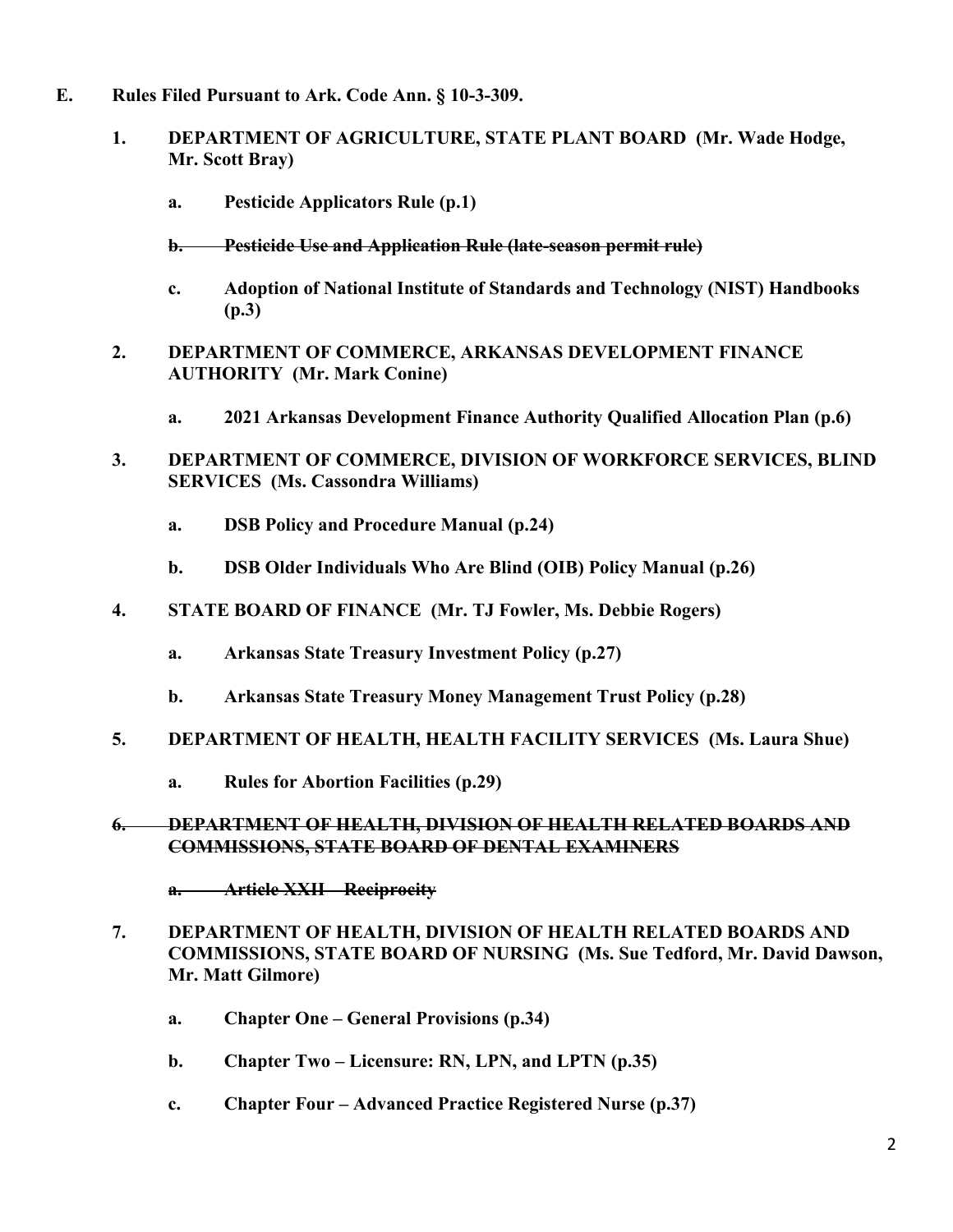**E. Rules Filed Pursuant to Ark. Code Ann. § 10-3-309.**

1. **DEPARTMENT OF AGRICULTURE, STATE PLANT BOARD (Mr. Wade Hodge, Mr. Scott Bray)**

   a. **Pesticide Applicators Rule (p.1)**

   ~~b. Pesticide Use and Application Rule (late-season permit rule)~~

   c. **Adoption of National Institute of Standards and Technology (NIST) Handbooks (p.3)**

2. **DEPARTMENT OF COMMERCE, ARKANSAS DEVELOPMENT FINANCE AUTHORITY (Mr. Mark Conine)**

   a. **2021 Arkansas Development Finance Authority Qualified Allocation Plan (p.6)**

3. **DEPARTMENT OF COMMERCE, DIVISION OF WORKFORCE SERVICES, BLIND SERVICES (Ms. Cassondra Williams)**

   a. **DSB Policy and Procedure Manual (p.24)**

   b. **DSB Older Individuals Who Are Blind (OIB) Policy Manual (p.26)**

4. **STATE BOARD OF FINANCE (Mr. TJ Fowler, Ms. Debbie Rogers)**

   a. **Arkansas State Treasury Investment Policy (p.27)**

   b. **Arkansas State Treasury Money Management Trust Policy (p.28)**

5. **DEPARTMENT OF HEALTH, HEALTH FACILITY SERVICES (Ms. Laura Shue)**

   a. **Rules for Abortion Facilities (p.29)**

~~6. DEPARTMENT OF HEALTH, DIVISION OF HEALTH RELATED BOARDS AND COMMISSIONS, STATE BOARD OF DENTAL EXAMINERS~~

   ~~a. Article XXII – Reciprocity~~

7. **DEPARTMENT OF HEALTH, DIVISION OF HEALTH RELATED BOARDS AND COMMISSIONS, STATE BOARD OF NURSING (Ms. Sue Tedford, Mr. David Dawson, Mr. Matt Gilmore)**

   a. **Chapter One – General Provisions (p.34)**

   b. **Chapter Two – Licensure: RN, LPN, and LPTN (p.35)**

   c. **Chapter Four – Advanced Practice Registered Nurse (p.37)**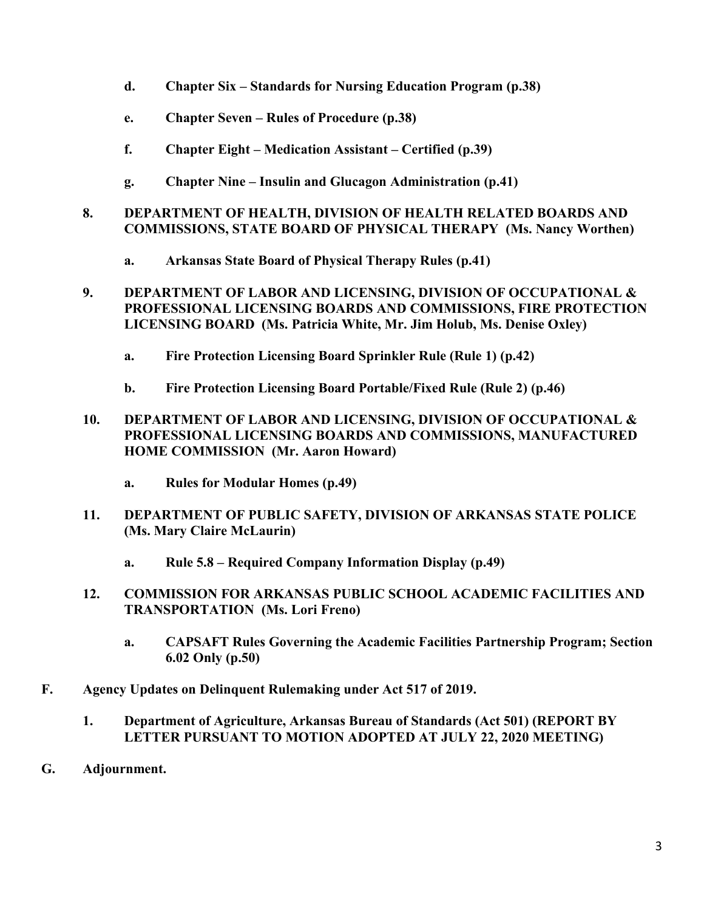d. **Chapter Six – Standards for Nursing Education Program (p.38)**

   e. **Chapter Seven – Rules of Procedure (p.38)**

   f. **Chapter Eight – Medication Assistant – Certified (p.39)**

   g. **Chapter Nine – Insulin and Glucagon Administration (p.41)**

8. **DEPARTMENT OF HEALTH, DIVISION OF HEALTH RELATED BOARDS AND COMMISSIONS, STATE BOARD OF PHYSICAL THERAPY (Ms. Nancy Worthen)**

   a. **Arkansas State Board of Physical Therapy Rules (p.41)**

9. **DEPARTMENT OF LABOR AND LICENSING, DIVISION OF OCCUPATIONAL & PROFESSIONAL LICENSING BOARDS AND COMMISSIONS, FIRE PROTECTION LICENSING BOARD (Ms. Patricia White, Mr. Jim Holub, Ms. Denise Oxley)**

   a. **Fire Protection Licensing Board Sprinkler Rule (Rule 1) (p.42)**

   b. **Fire Protection Licensing Board Portable/Fixed Rule (Rule 2) (p.46)**

10. **DEPARTMENT OF LABOR AND LICENSING, DIVISION OF OCCUPATIONAL & PROFESSIONAL LICENSING BOARDS AND COMMISSIONS, MANUFACTURED HOME COMMISSION (Mr. Aaron Howard)**

    a. **Rules for Modular Homes (p.49)**

11. **DEPARTMENT OF PUBLIC SAFETY, DIVISION OF ARKANSAS STATE POLICE (Ms. Mary Claire McLaurin)**

    a. **Rule 5.8 – Required Company Information Display (p.49)**

12. **COMMISSION FOR ARKANSAS PUBLIC SCHOOL ACADEMIC FACILITIES AND TRANSPORTATION (Ms. Lori Freno)**

    a. **CAPSAFT Rules Governing the Academic Facilities Partnership Program; Section 6.02 Only (p.50)**

**F. Agency Updates on Delinquent Rulemaking under Act 517 of 2019.**

   1. **Department of Agriculture, Arkansas Bureau of Standards (Act 501) (REPORT BY LETTER PURSUANT TO MOTION ADOPTED AT JULY 22, 2020 MEETING)**

**G. Adjournment.**